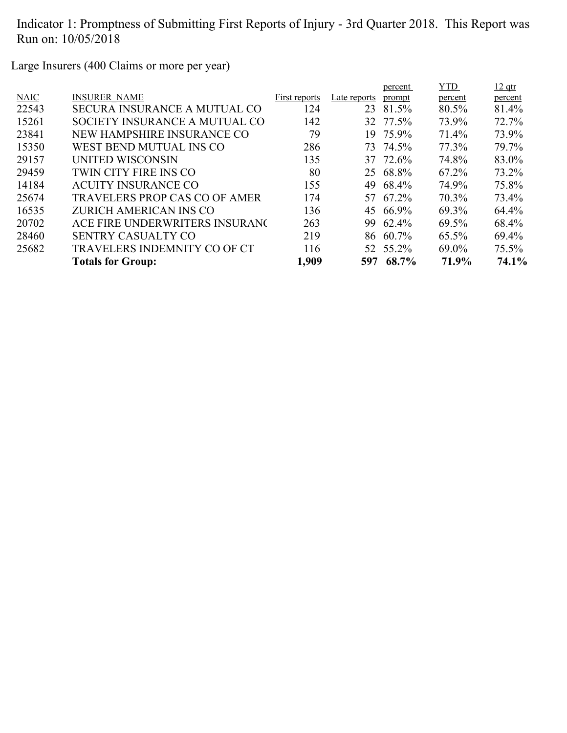Indicator 1: Promptness of Submitting First Reports of Injury - 3rd Quarter 2018. This Report was Run on: 10/05/2018

Large Insurers (400 Claims or more per year)

| NAIC | INSURER NAME | First reports | Late reports | percent prompt | YTD percent | 12 qtr percent |
|---|---|---|---|---|---|---|
| 22543 | SECURA INSURANCE A MUTUAL CO | 124 | 23 | 81.5% | 80.5% | 81.4% |
| 15261 | SOCIETY INSURANCE A MUTUAL CO | 142 | 32 | 77.5% | 73.9% | 72.7% |
| 23841 | NEW HAMPSHIRE INSURANCE CO | 79 | 19 | 75.9% | 71.4% | 73.9% |
| 15350 | WEST BEND MUTUAL INS CO | 286 | 73 | 74.5% | 77.3% | 79.7% |
| 29157 | UNITED WISCONSIN | 135 | 37 | 72.6% | 74.8% | 83.0% |
| 29459 | TWIN CITY FIRE INS CO | 80 | 25 | 68.8% | 67.2% | 73.2% |
| 14184 | ACUITY INSURANCE CO | 155 | 49 | 68.4% | 74.9% | 75.8% |
| 25674 | TRAVELERS PROP CAS CO OF AMER | 174 | 57 | 67.2% | 70.3% | 73.4% |
| 16535 | ZURICH AMERICAN INS CO | 136 | 45 | 66.9% | 69.3% | 64.4% |
| 20702 | ACE FIRE UNDERWRITERS INSURANC | 263 | 99 | 62.4% | 69.5% | 68.4% |
| 28460 | SENTRY CASUALTY CO | 219 | 86 | 60.7% | 65.5% | 69.4% |
| 25682 | TRAVELERS INDEMNITY CO OF CT | 116 | 52 | 55.2% | 69.0% | 75.5% |
| | **Totals for Group:** | **1,909** | **597** | **68.7%** | **71.9%** | **74.1%** |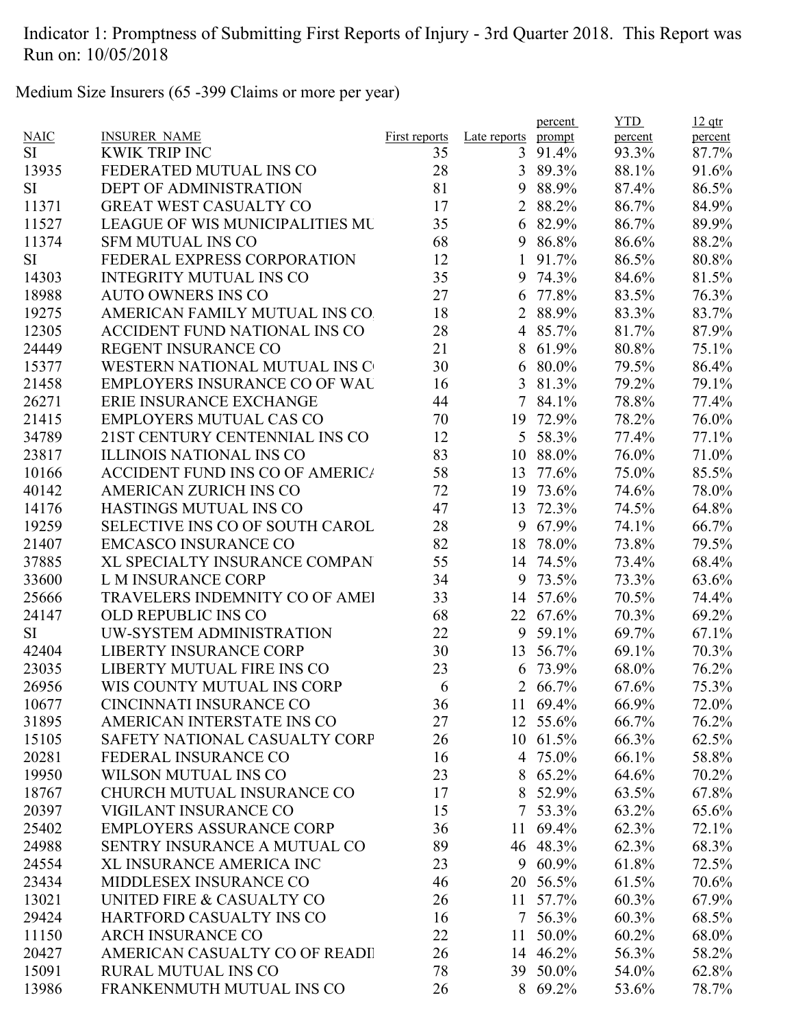Indicator 1: Promptness of Submitting First Reports of Injury - 3rd Quarter 2018. This Report was Run on: 10/05/2018

Medium Size Insurers (65 -399 Claims or more per year)

| NAIC | INSURER_NAME | First reports | Late reports | percent prompt | YTD percent | 12 qtr percent |
|---|---|---|---|---|---|---|
| SI | KWIK TRIP INC | 35 | 3 | 91.4% | 93.3% | 87.7% |
| 13935 | FEDERATED MUTUAL INS CO | 28 | 3 | 89.3% | 88.1% | 91.6% |
| SI | DEPT OF ADMINISTRATION | 81 | 9 | 88.9% | 87.4% | 86.5% |
| 11371 | GREAT WEST CASUALTY CO | 17 | 2 | 88.2% | 86.7% | 84.9% |
| 11527 | LEAGUE OF WIS MUNICIPALITIES MU | 35 | 6 | 82.9% | 86.7% | 89.9% |
| 11374 | SFM MUTUAL INS CO | 68 | 9 | 86.8% | 86.6% | 88.2% |
| SI | FEDERAL EXPRESS CORPORATION | 12 | 1 | 91.7% | 86.5% | 80.8% |
| 14303 | INTEGRITY MUTUAL INS CO | 35 | 9 | 74.3% | 84.6% | 81.5% |
| 18988 | AUTO OWNERS INS CO | 27 | 6 | 77.8% | 83.5% | 76.3% |
| 19275 | AMERICAN FAMILY MUTUAL INS CO. | 18 | 2 | 88.9% | 83.3% | 83.7% |
| 12305 | ACCIDENT FUND NATIONAL INS CO | 28 | 4 | 85.7% | 81.7% | 87.9% |
| 24449 | REGENT INSURANCE CO | 21 | 8 | 61.9% | 80.8% | 75.1% |
| 15377 | WESTERN NATIONAL MUTUAL INS C | 30 | 6 | 80.0% | 79.5% | 86.4% |
| 21458 | EMPLOYERS INSURANCE CO OF WAU | 16 | 3 | 81.3% | 79.2% | 79.1% |
| 26271 | ERIE INSURANCE EXCHANGE | 44 | 7 | 84.1% | 78.8% | 77.4% |
| 21415 | EMPLOYERS MUTUAL CAS CO | 70 | 19 | 72.9% | 78.2% | 76.0% |
| 34789 | 21ST CENTURY CENTENNIAL INS CO | 12 | 5 | 58.3% | 77.4% | 77.1% |
| 23817 | ILLINOIS NATIONAL INS CO | 83 | 10 | 88.0% | 76.0% | 71.0% |
| 10166 | ACCIDENT FUND INS CO OF AMERICA | 58 | 13 | 77.6% | 75.0% | 85.5% |
| 40142 | AMERICAN ZURICH INS CO | 72 | 19 | 73.6% | 74.6% | 78.0% |
| 14176 | HASTINGS MUTUAL INS CO | 47 | 13 | 72.3% | 74.5% | 64.8% |
| 19259 | SELECTIVE INS CO OF SOUTH CAROL | 28 | 9 | 67.9% | 74.1% | 66.7% |
| 21407 | EMCASCO INSURANCE CO | 82 | 18 | 78.0% | 73.8% | 79.5% |
| 37885 | XL SPECIALTY INSURANCE COMPAN | 55 | 14 | 74.5% | 73.4% | 68.4% |
| 33600 | L M INSURANCE CORP | 34 | 9 | 73.5% | 73.3% | 63.6% |
| 25666 | TRAVELERS INDEMNITY CO OF AMEI | 33 | 14 | 57.6% | 70.5% | 74.4% |
| 24147 | OLD REPUBLIC INS CO | 68 | 22 | 67.6% | 70.3% | 69.2% |
| SI | UW-SYSTEM ADMINISTRATION | 22 | 9 | 59.1% | 69.7% | 67.1% |
| 42404 | LIBERTY INSURANCE CORP | 30 | 13 | 56.7% | 69.1% | 70.3% |
| 23035 | LIBERTY MUTUAL FIRE INS CO | 23 | 6 | 73.9% | 68.0% | 76.2% |
| 26956 | WIS COUNTY MUTUAL INS CORP | 6 | 2 | 66.7% | 67.6% | 75.3% |
| 10677 | CINCINNATI INSURANCE CO | 36 | 11 | 69.4% | 66.9% | 72.0% |
| 31895 | AMERICAN INTERSTATE INS CO | 27 | 12 | 55.6% | 66.7% | 76.2% |
| 15105 | SAFETY NATIONAL CASUALTY CORP | 26 | 10 | 61.5% | 66.3% | 62.5% |
| 20281 | FEDERAL INSURANCE CO | 16 | 4 | 75.0% | 66.1% | 58.8% |
| 19950 | WILSON MUTUAL INS CO | 23 | 8 | 65.2% | 64.6% | 70.2% |
| 18767 | CHURCH MUTUAL INSURANCE CO | 17 | 8 | 52.9% | 63.5% | 67.8% |
| 20397 | VIGILANT INSURANCE CO | 15 | 7 | 53.3% | 63.2% | 65.6% |
| 25402 | EMPLOYERS ASSURANCE CORP | 36 | 11 | 69.4% | 62.3% | 72.1% |
| 24988 | SENTRY INSURANCE A MUTUAL CO | 89 | 46 | 48.3% | 62.3% | 68.3% |
| 24554 | XL INSURANCE AMERICA INC | 23 | 9 | 60.9% | 61.8% | 72.5% |
| 23434 | MIDDLESEX INSURANCE CO | 46 | 20 | 56.5% | 61.5% | 70.6% |
| 13021 | UNITED FIRE & CASUALTY CO | 26 | 11 | 57.7% | 60.3% | 67.9% |
| 29424 | HARTFORD CASUALTY INS CO | 16 | 7 | 56.3% | 60.3% | 68.5% |
| 11150 | ARCH INSURANCE CO | 22 | 11 | 50.0% | 60.2% | 68.0% |
| 20427 | AMERICAN CASUALTY CO OF READI | 26 | 14 | 46.2% | 56.3% | 58.2% |
| 15091 | RURAL MUTUAL INS CO | 78 | 39 | 50.0% | 54.0% | 62.8% |
| 13986 | FRANKENMUTH MUTUAL INS CO | 26 | 8 | 69.2% | 53.6% | 78.7% |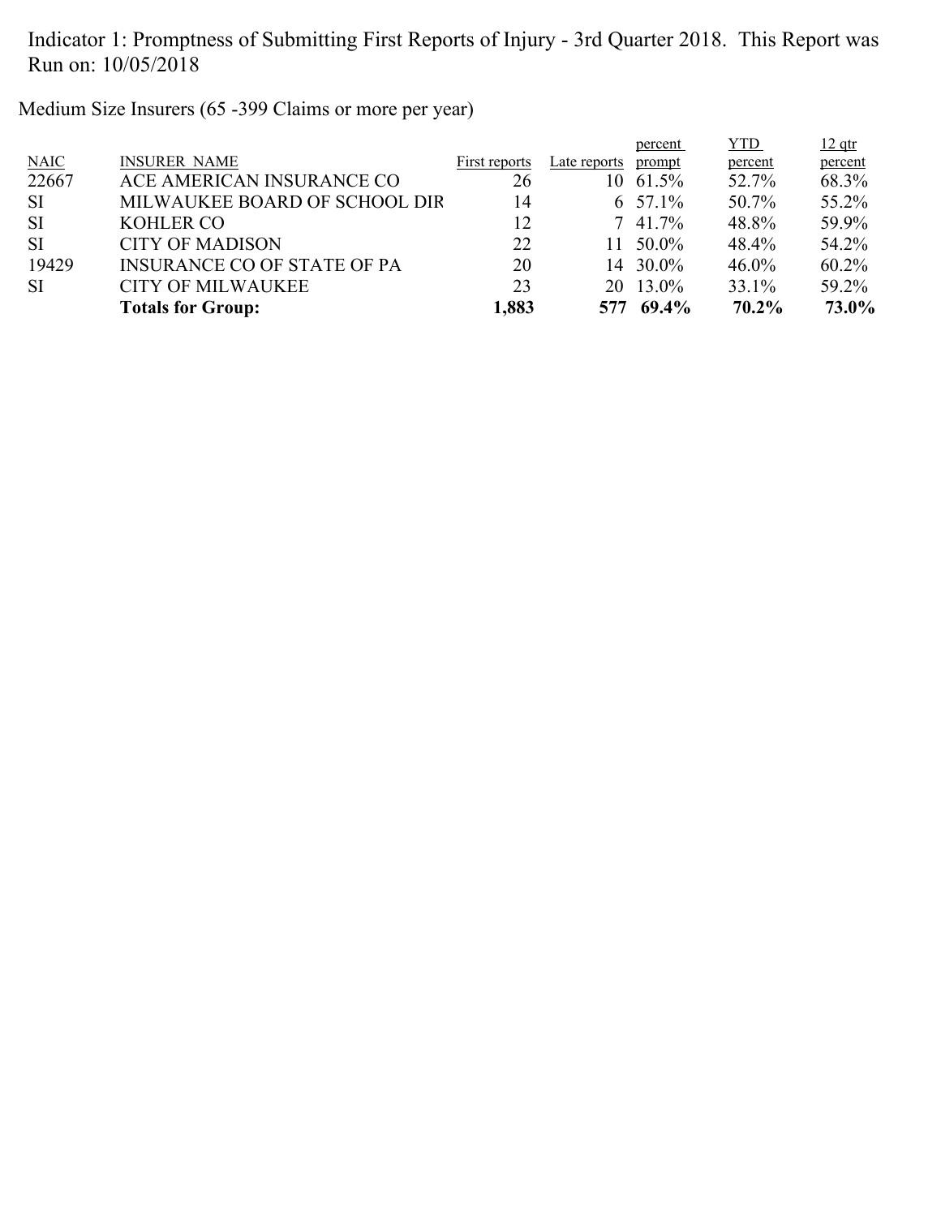Indicator 1: Promptness of Submitting First Reports of Injury - 3rd Quarter 2018. This Report was Run on: 10/05/2018

Medium Size Insurers (65 -399 Claims or more per year)

| NAIC | INSURER_NAME | First reports | Late reports | percent prompt | YTD percent | 12 qtr percent |
|---|---|---|---|---|---|---|
| 22667 | ACE AMERICAN INSURANCE CO | 26 | 10 | 61.5% | 52.7% | 68.3% |
| SI | MILWAUKEE BOARD OF SCHOOL DIR | 14 | 6 | 57.1% | 50.7% | 55.2% |
| SI | KOHLER CO | 12 | 7 | 41.7% | 48.8% | 59.9% |
| SI | CITY OF MADISON | 22 | 11 | 50.0% | 48.4% | 54.2% |
| 19429 | INSURANCE CO OF STATE OF PA | 20 | 14 | 30.0% | 46.0% | 60.2% |
| SI | CITY OF MILWAUKEE | 23 | 20 | 13.0% | 33.1% | 59.2% |
| | **Totals for Group:** | **1,883** | **577** | **69.4%** | **70.2%** | **73.0%** |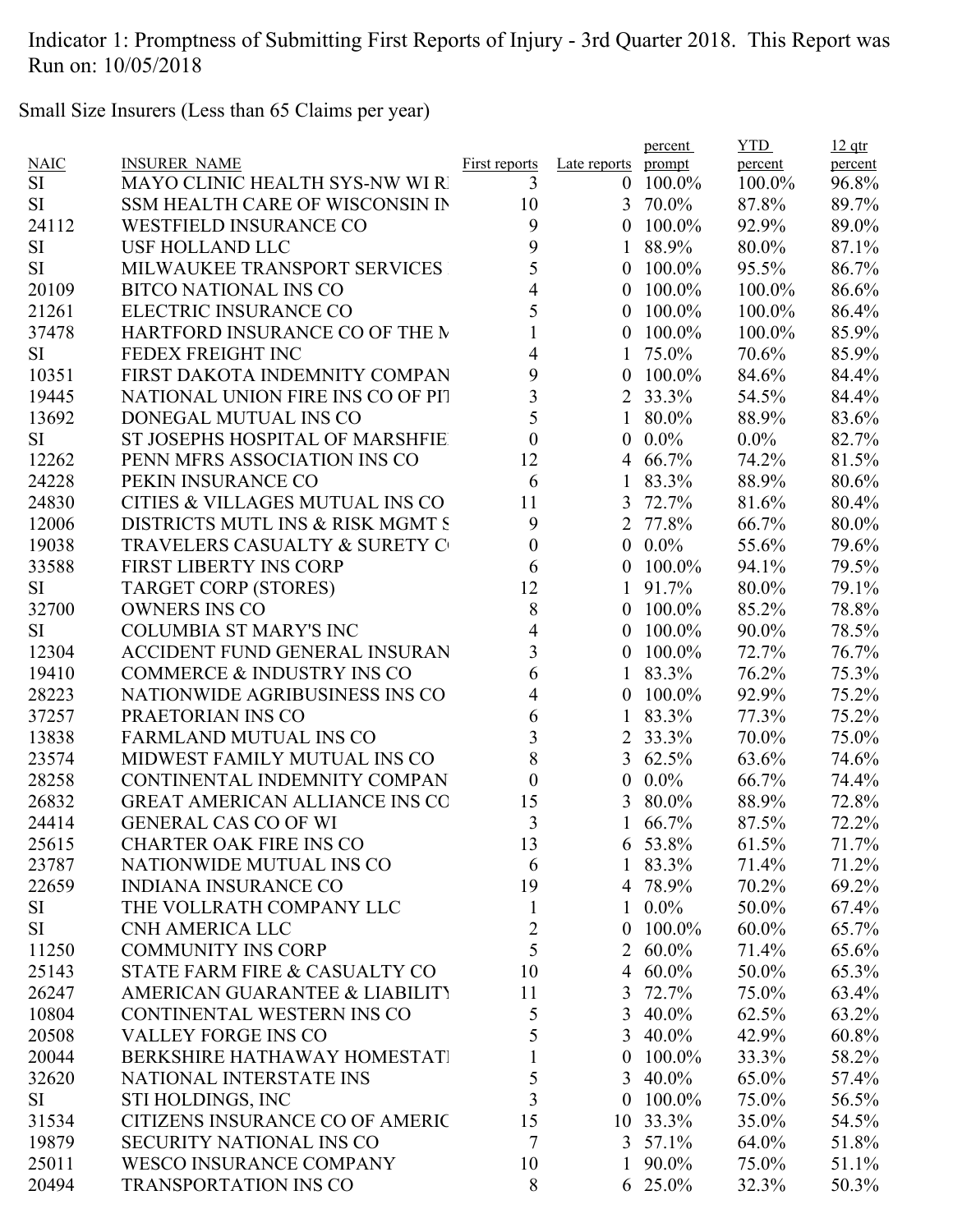Indicator 1: Promptness of Submitting First Reports of Injury - 3rd Quarter 2018. This Report was Run on: 10/05/2018

Small Size Insurers (Less than 65 Claims per year)

| NAIC | INSURER_NAME | First reports | Late reports | percent prompt | YTD percent | 12 qtr percent |
|---|---|---|---|---|---|---|
| SI | MAYO CLINIC HEALTH SYS-NW WI RI | 3 | 0 | 100.0% | 100.0% | 96.8% |
| SI | SSM HEALTH CARE OF WISCONSIN IN | 10 | 3 | 70.0% | 87.8% | 89.7% |
| 24112 | WESTFIELD INSURANCE CO | 9 | 0 | 100.0% | 92.9% | 89.0% |
| SI | USF HOLLAND LLC | 9 | 1 | 88.9% | 80.0% | 87.1% |
| SI | MILWAUKEE TRANSPORT SERVICES | 5 | 0 | 100.0% | 95.5% | 86.7% |
| 20109 | BITCO NATIONAL INS CO | 4 | 0 | 100.0% | 100.0% | 86.6% |
| 21261 | ELECTRIC INSURANCE CO | 5 | 0 | 100.0% | 100.0% | 86.4% |
| 37478 | HARTFORD INSURANCE CO OF THE M | 1 | 0 | 100.0% | 100.0% | 85.9% |
| SI | FEDEX FREIGHT INC | 4 | 1 | 75.0% | 70.6% | 85.9% |
| 10351 | FIRST DAKOTA INDEMNITY COMPAN | 9 | 0 | 100.0% | 84.6% | 84.4% |
| 19445 | NATIONAL UNION FIRE INS CO OF PIT | 3 | 2 | 33.3% | 54.5% | 84.4% |
| 13692 | DONEGAL MUTUAL INS CO | 5 | 1 | 80.0% | 88.9% | 83.6% |
| SI | ST JOSEPHS HOSPITAL OF MARSHFIE | 0 | 0 | 0.0% | 0.0% | 82.7% |
| 12262 | PENN MFRS ASSOCIATION INS CO | 12 | 4 | 66.7% | 74.2% | 81.5% |
| 24228 | PEKIN INSURANCE CO | 6 | 1 | 83.3% | 88.9% | 80.6% |
| 24830 | CITIES & VILLAGES MUTUAL INS CO | 11 | 3 | 72.7% | 81.6% | 80.4% |
| 12006 | DISTRICTS MUTL INS & RISK MGMT S | 9 | 2 | 77.8% | 66.7% | 80.0% |
| 19038 | TRAVELERS CASUALTY & SURETY CO | 0 | 0 | 0.0% | 55.6% | 79.6% |
| 33588 | FIRST LIBERTY INS CORP | 6 | 0 | 100.0% | 94.1% | 79.5% |
| SI | TARGET CORP (STORES) | 12 | 1 | 91.7% | 80.0% | 79.1% |
| 32700 | OWNERS INS CO | 8 | 0 | 100.0% | 85.2% | 78.8% |
| SI | COLUMBIA ST MARY'S INC | 4 | 0 | 100.0% | 90.0% | 78.5% |
| 12304 | ACCIDENT FUND GENERAL INSURAN | 3 | 0 | 100.0% | 72.7% | 76.7% |
| 19410 | COMMERCE & INDUSTRY INS CO | 6 | 1 | 83.3% | 76.2% | 75.3% |
| 28223 | NATIONWIDE AGRIBUSINESS INS CO | 4 | 0 | 100.0% | 92.9% | 75.2% |
| 37257 | PRAETORIAN INS CO | 6 | 1 | 83.3% | 77.3% | 75.2% |
| 13838 | FARMLAND MUTUAL INS CO | 3 | 2 | 33.3% | 70.0% | 75.0% |
| 23574 | MIDWEST FAMILY MUTUAL INS CO | 8 | 3 | 62.5% | 63.6% | 74.6% |
| 28258 | CONTINENTAL INDEMNITY COMPAN | 0 | 0 | 0.0% | 66.7% | 74.4% |
| 26832 | GREAT AMERICAN ALLIANCE INS CO | 15 | 3 | 80.0% | 88.9% | 72.8% |
| 24414 | GENERAL CAS CO OF WI | 3 | 1 | 66.7% | 87.5% | 72.2% |
| 25615 | CHARTER OAK FIRE INS CO | 13 | 6 | 53.8% | 61.5% | 71.7% |
| 23787 | NATIONWIDE MUTUAL INS CO | 6 | 1 | 83.3% | 71.4% | 71.2% |
| 22659 | INDIANA INSURANCE CO | 19 | 4 | 78.9% | 70.2% | 69.2% |
| SI | THE VOLLRATH COMPANY LLC | 1 | 1 | 0.0% | 50.0% | 67.4% |
| SI | CNH AMERICA LLC | 2 | 0 | 100.0% | 60.0% | 65.7% |
| 11250 | COMMUNITY INS CORP | 5 | 2 | 60.0% | 71.4% | 65.6% |
| 25143 | STATE FARM FIRE & CASUALTY CO | 10 | 4 | 60.0% | 50.0% | 65.3% |
| 26247 | AMERICAN GUARANTEE & LIABILITY | 11 | 3 | 72.7% | 75.0% | 63.4% |
| 10804 | CONTINENTAL WESTERN INS CO | 5 | 3 | 40.0% | 62.5% | 63.2% |
| 20508 | VALLEY FORGE INS CO | 5 | 3 | 40.0% | 42.9% | 60.8% |
| 20044 | BERKSHIRE HATHAWAY HOMESTATE | 1 | 0 | 100.0% | 33.3% | 58.2% |
| 32620 | NATIONAL INTERSTATE INS | 5 | 3 | 40.0% | 65.0% | 57.4% |
| SI | STI HOLDINGS, INC | 3 | 0 | 100.0% | 75.0% | 56.5% |
| 31534 | CITIZENS INSURANCE CO OF AMERIC | 15 | 10 | 33.3% | 35.0% | 54.5% |
| 19879 | SECURITY NATIONAL INS CO | 7 | 3 | 57.1% | 64.0% | 51.8% |
| 25011 | WESCO INSURANCE COMPANY | 10 | 1 | 90.0% | 75.0% | 51.1% |
| 20494 | TRANSPORTATION INS CO | 8 | 6 | 25.0% | 32.3% | 50.3% |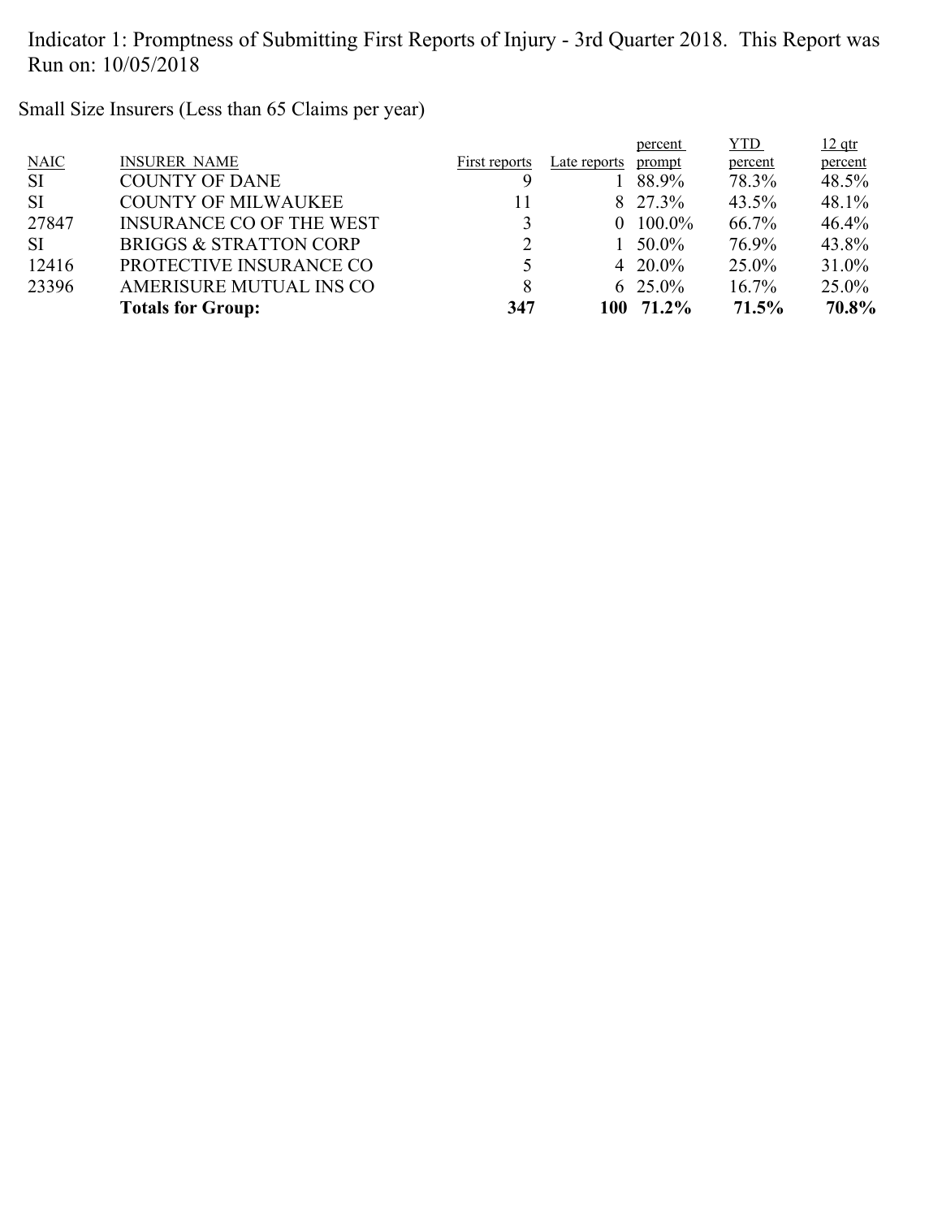Indicator 1: Promptness of Submitting First Reports of Injury - 3rd Quarter 2018. This Report was Run on: 10/05/2018

Small Size Insurers (Less than 65 Claims per year)

| NAIC | INSURER NAME | First reports | Late reports | percent prompt | YTD percent | 12 qtr percent |
|---|---|---|---|---|---|---|
| SI | COUNTY OF DANE | 9 | 1 | 88.9% | 78.3% | 48.5% |
| SI | COUNTY OF MILWAUKEE | 11 | 8 | 27.3% | 43.5% | 48.1% |
| 27847 | INSURANCE CO OF THE WEST | 3 | 0 | 100.0% | 66.7% | 46.4% |
| SI | BRIGGS & STRATTON CORP | 2 | 1 | 50.0% | 76.9% | 43.8% |
| 12416 | PROTECTIVE INSURANCE CO | 5 | 4 | 20.0% | 25.0% | 31.0% |
| 23396 | AMERISURE MUTUAL INS CO | 8 | 6 | 25.0% | 16.7% | 25.0% |
| | **Totals for Group:** | **347** | **100** | **71.2%** | **71.5%** | **70.8%** |